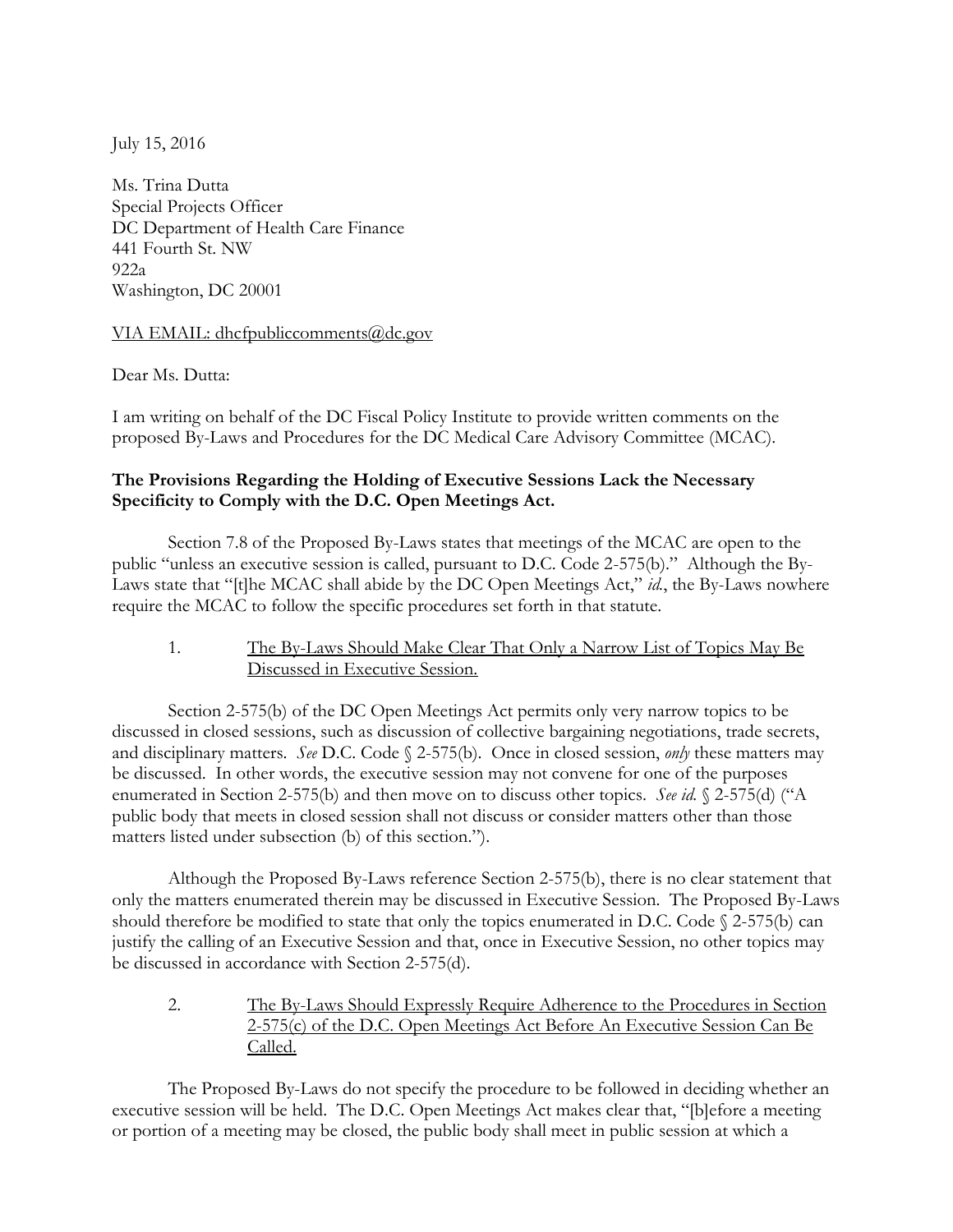July 15, 2016

Ms. Trina Dutta
Special Projects Officer
DC Department of Health Care Finance
441 Fourth St. NW
922a
Washington, DC 20001

VIA EMAIL: dhcfpubliccomments@dc.gov

Dear Ms. Dutta:

I am writing on behalf of the DC Fiscal Policy Institute to provide written comments on the proposed By-Laws and Procedures for the DC Medical Care Advisory Committee (MCAC).

**The Provisions Regarding the Holding of Executive Sessions Lack the Necessary Specificity to Comply with the D.C. Open Meetings Act.**

Section 7.8 of the Proposed By-Laws states that meetings of the MCAC are open to the public "unless an executive session is called, pursuant to D.C. Code 2-575(b)." Although the By-Laws state that "[t]he MCAC shall abide by the DC Open Meetings Act," *id.*, the By-Laws nowhere require the MCAC to follow the specific procedures set forth in that statute.

1. The By-Laws Should Make Clear That Only a Narrow List of Topics May Be Discussed in Executive Session.

Section 2-575(b) of the DC Open Meetings Act permits only very narrow topics to be discussed in closed sessions, such as discussion of collective bargaining negotiations, trade secrets, and disciplinary matters. *See* D.C. Code § 2-575(b). Once in closed session, *only* these matters may be discussed. In other words, the executive session may not convene for one of the purposes enumerated in Section 2-575(b) and then move on to discuss other topics. *See id.* § 2-575(d) ("A public body that meets in closed session shall not discuss or consider matters other than those matters listed under subsection (b) of this section.").

Although the Proposed By-Laws reference Section 2-575(b), there is no clear statement that only the matters enumerated therein may be discussed in Executive Session. The Proposed By-Laws should therefore be modified to state that only the topics enumerated in D.C. Code § 2-575(b) can justify the calling of an Executive Session and that, once in Executive Session, no other topics may be discussed in accordance with Section 2-575(d).

2. The By-Laws Should Expressly Require Adherence to the Procedures in Section 2-575(c) of the D.C. Open Meetings Act Before An Executive Session Can Be Called.

The Proposed By-Laws do not specify the procedure to be followed in deciding whether an executive session will be held. The D.C. Open Meetings Act makes clear that, "[b]efore a meeting or portion of a meeting may be closed, the public body shall meet in public session at which a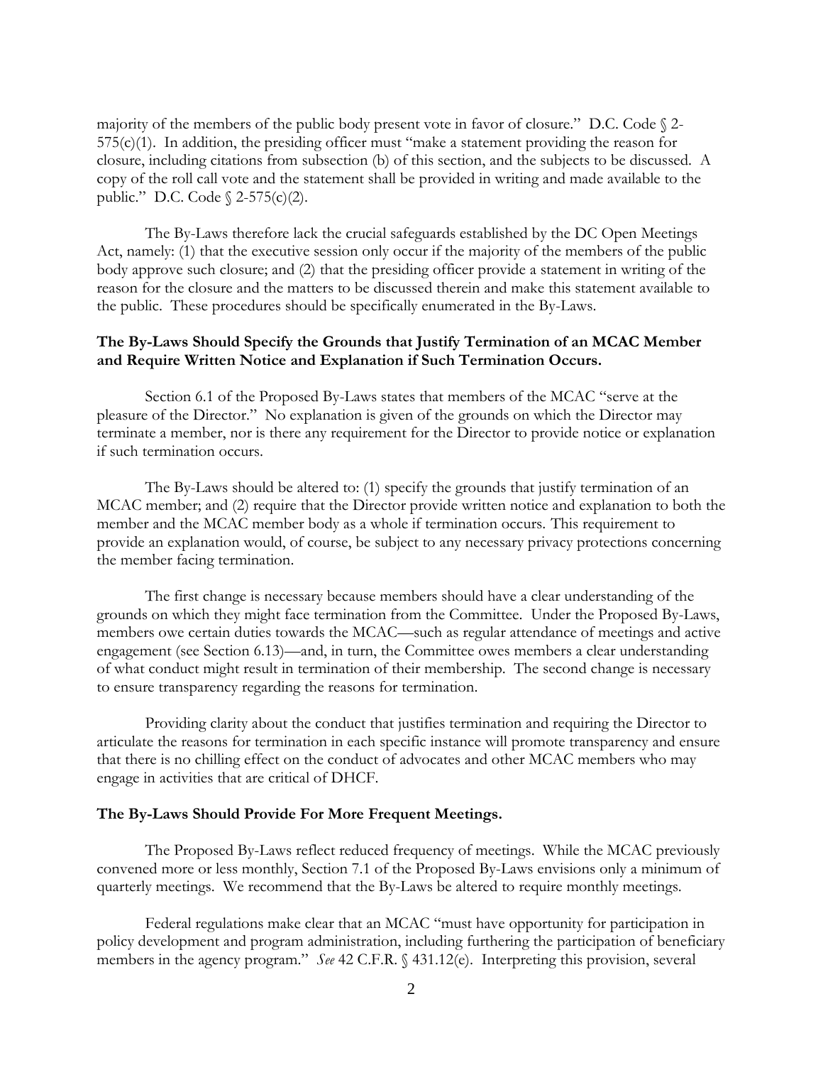majority of the members of the public body present vote in favor of closure." D.C. Code § 2-575(c)(1). In addition, the presiding officer must "make a statement providing the reason for closure, including citations from subsection (b) of this section, and the subjects to be discussed. A copy of the roll call vote and the statement shall be provided in writing and made available to the public." D.C. Code § 2-575(c)(2).

The By-Laws therefore lack the crucial safeguards established by the DC Open Meetings Act, namely: (1) that the executive session only occur if the majority of the members of the public body approve such closure; and (2) that the presiding officer provide a statement in writing of the reason for the closure and the matters to be discussed therein and make this statement available to the public. These procedures should be specifically enumerated in the By-Laws.

**The By-Laws Should Specify the Grounds that Justify Termination of an MCAC Member and Require Written Notice and Explanation if Such Termination Occurs.**

Section 6.1 of the Proposed By-Laws states that members of the MCAC "serve at the pleasure of the Director." No explanation is given of the grounds on which the Director may terminate a member, nor is there any requirement for the Director to provide notice or explanation if such termination occurs.

The By-Laws should be altered to: (1) specify the grounds that justify termination of an MCAC member; and (2) require that the Director provide written notice and explanation to both the member and the MCAC member body as a whole if termination occurs. This requirement to provide an explanation would, of course, be subject to any necessary privacy protections concerning the member facing termination.

The first change is necessary because members should have a clear understanding of the grounds on which they might face termination from the Committee. Under the Proposed By-Laws, members owe certain duties towards the MCAC—such as regular attendance of meetings and active engagement (see Section 6.13)—and, in turn, the Committee owes members a clear understanding of what conduct might result in termination of their membership. The second change is necessary to ensure transparency regarding the reasons for termination.

Providing clarity about the conduct that justifies termination and requiring the Director to articulate the reasons for termination in each specific instance will promote transparency and ensure that there is no chilling effect on the conduct of advocates and other MCAC members who may engage in activities that are critical of DHCF.

**The By-Laws Should Provide For More Frequent Meetings.**

The Proposed By-Laws reflect reduced frequency of meetings. While the MCAC previously convened more or less monthly, Section 7.1 of the Proposed By-Laws envisions only a minimum of quarterly meetings. We recommend that the By-Laws be altered to require monthly meetings.

Federal regulations make clear that an MCAC "must have opportunity for participation in policy development and program administration, including furthering the participation of beneficiary members in the agency program." *See* 42 C.F.R. § 431.12(e). Interpreting this provision, several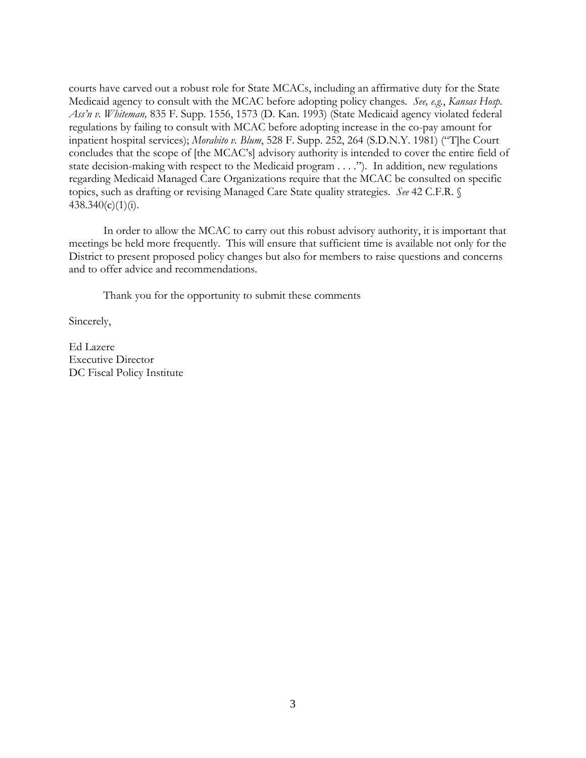courts have carved out a robust role for State MCACs, including an affirmative duty for the State Medicaid agency to consult with the MCAC before adopting policy changes. *See, e.g.*, *Kansas Hosp. Ass'n v. Whiteman,* 835 F. Supp. 1556, 1573 (D. Kan. 1993) (State Medicaid agency violated federal regulations by failing to consult with MCAC before adopting increase in the co-pay amount for inpatient hospital services); *Morabito v. Blum*, 528 F. Supp. 252, 264 (S.D.N.Y. 1981) ("T]he Court concludes that the scope of [the MCAC's] advisory authority is intended to cover the entire field of state decision-making with respect to the Medicaid program . . . ."). In addition, new regulations regarding Medicaid Managed Care Organizations require that the MCAC be consulted on specific topics, such as drafting or revising Managed Care State quality strategies. *See* 42 C.F.R. § 438.340(c)(1)(i).

In order to allow the MCAC to carry out this robust advisory authority, it is important that meetings be held more frequently. This will ensure that sufficient time is available not only for the District to present proposed policy changes but also for members to raise questions and concerns and to offer advice and recommendations.

Thank you for the opportunity to submit these comments

Sincerely,

Ed Lazere
Executive Director
DC Fiscal Policy Institute